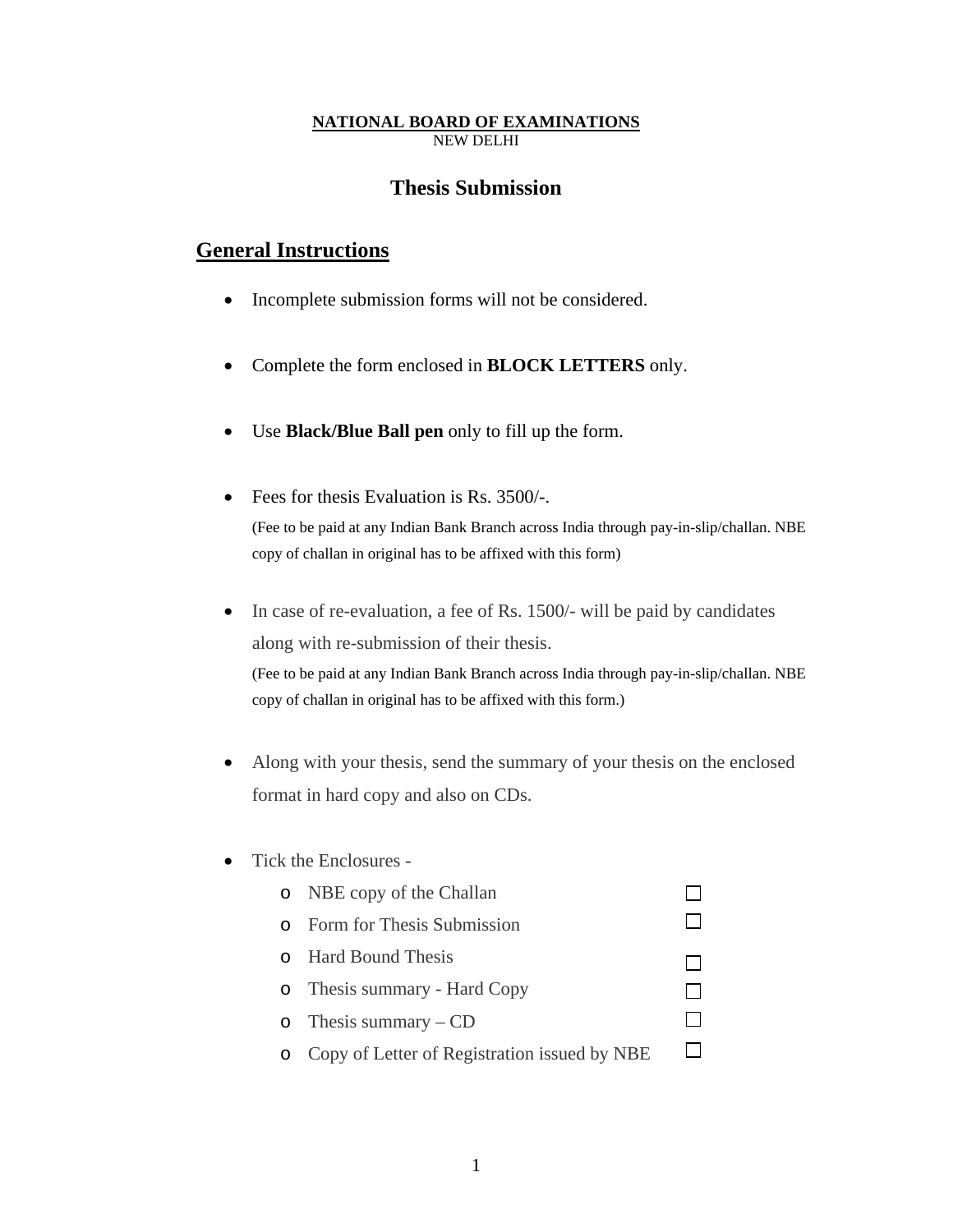**NATIONAL BOARD OF EXAMINATIONS**
NEW DELHI

# Thesis Submission

## General Instructions

- Incomplete submission forms will not be considered.

- Complete the form enclosed in **BLOCK LETTERS** only.

- Use **Black/Blue Ball pen** only to fill up the form.

- Fees for thesis Evaluation is Rs. 3500/-.
  (Fee to be paid at any Indian Bank Branch across India through pay-in-slip/challan. NBE copy of challan in original has to be affixed with this form)

- In case of re-evaluation, a fee of Rs. 1500/- will be paid by candidates along with re-submission of their thesis.
  (Fee to be paid at any Indian Bank Branch across India through pay-in-slip/challan. NBE copy of challan in original has to be affixed with this form.)

- Along with your thesis, send the summary of your thesis on the enclosed format in hard copy and also on CDs.

- Tick the Enclosures -
  - NBE copy of the Challan ☐
  - Form for Thesis Submission ☐
  - Hard Bound Thesis ☐
  - Thesis summary - Hard Copy ☐
  - Thesis summary – CD ☐
  - Copy of Letter of Registration issued by NBE ☐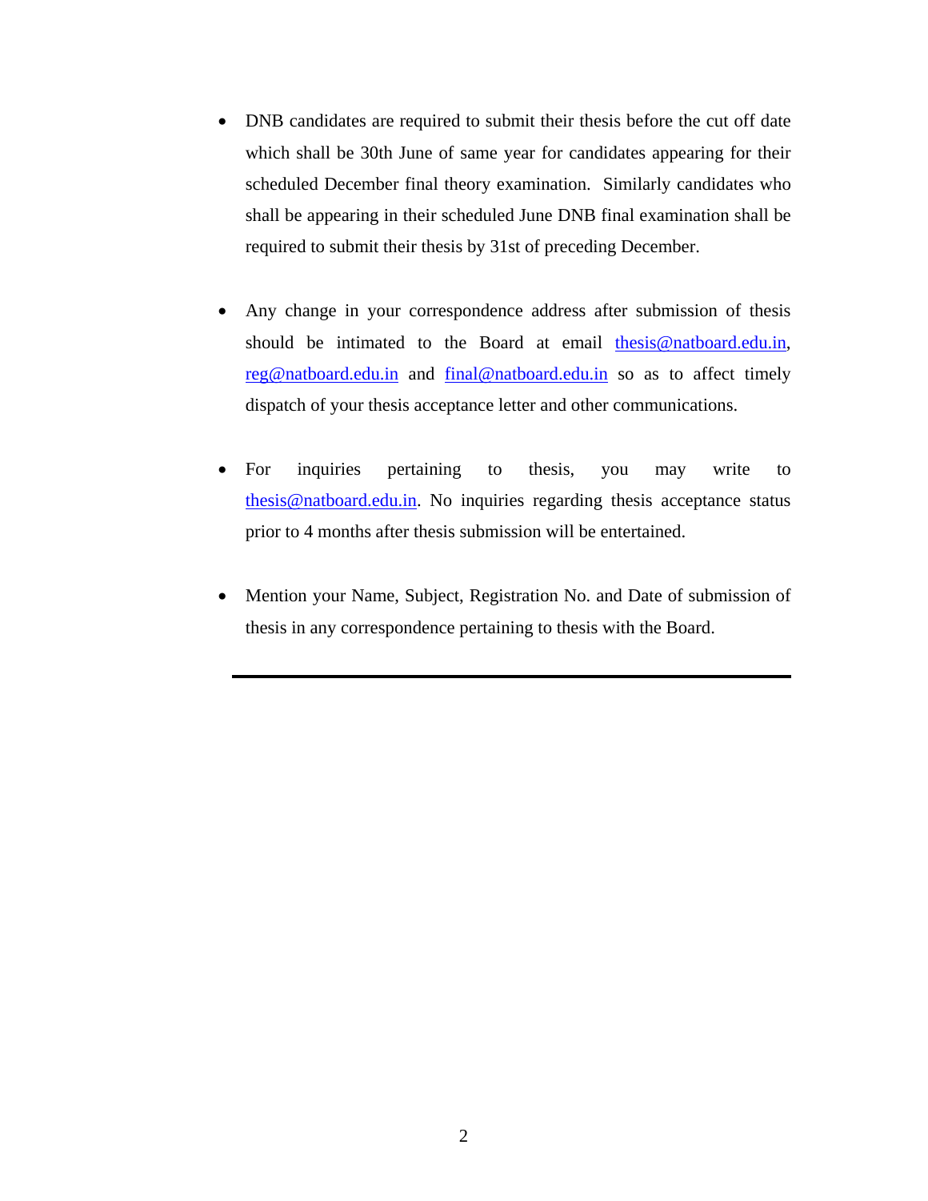- DNB candidates are required to submit their thesis before the cut off date which shall be 30th June of same year for candidates appearing for their scheduled December final theory examination. Similarly candidates who shall be appearing in their scheduled June DNB final examination shall be required to submit their thesis by 31st of preceding December.

- Any change in your correspondence address after submission of thesis should be intimated to the Board at email thesis@natboard.edu.in, reg@natboard.edu.in and final@natboard.edu.in so as to affect timely dispatch of your thesis acceptance letter and other communications.

- For inquiries pertaining to thesis, you may write to thesis@natboard.edu.in. No inquiries regarding thesis acceptance status prior to 4 months after thesis submission will be entertained.

- Mention your Name, Subject, Registration No. and Date of submission of thesis in any correspondence pertaining to thesis with the Board.

---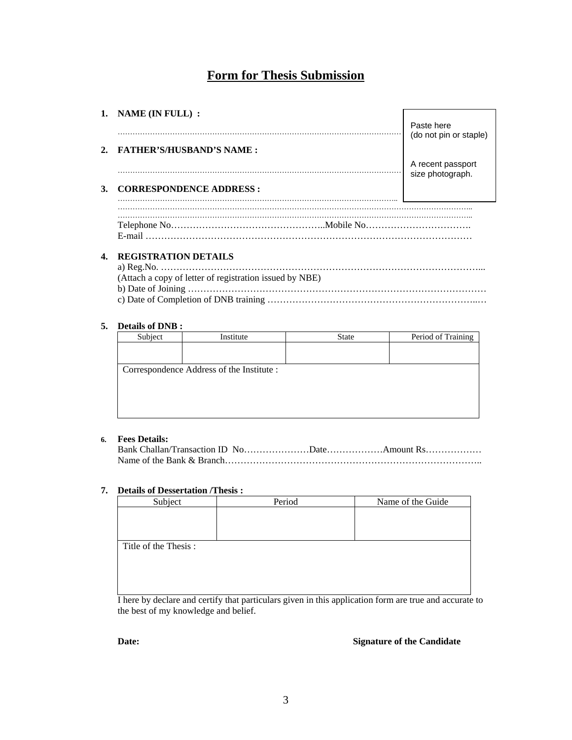# Form for Thesis Submission

**1. NAME (IN FULL) :**

………………………………………………………………………………………………

> Paste here
> (do not pin or staple)
>
> A recent passport size photograph.

**2. FATHER'S/HUSBAND'S NAME :**

………………………………………………………………………………………………

**3. CORRESPONDENCE ADDRESS :**

………………………………………………………………………………………………
………………………………………………………………………………………………………………
………………………………………………………………………………………………………………
Telephone No…………………………………………..Mobile No…………………………….
E-mail ……………………………………………………………………………………………

**4. REGISTRATION DETAILS**

a) Reg.No. ……………………………………………………………………………………………...
(Attach a copy of letter of registration issued by NBE)
b) Date of Joining ………………………………………………………………………………………
c) Date of Completion of DNB training …………………………………………………………..…

**5. Details of DNB :**

| Subject | Institute | State | Period of Training |
|---|---|---|---|
| | | | |
| Correspondence Address of the Institute : | | | |

**6. Fees Details:**

Bank Challan/Transaction ID No…………………Date………………Amount Rs………………
Name of the Bank & Branch………………………………………………………………………..

**7. Details of Dessertation /Thesis :**

| Subject | Period | Name of the Guide |
|---|---|---|
| | | |
| Title of the Thesis : | | |

I here by declare and certify that particulars given in this application form are true and accurate to the best of my knowledge and belief.

**Date:** **Signature of the Candidate**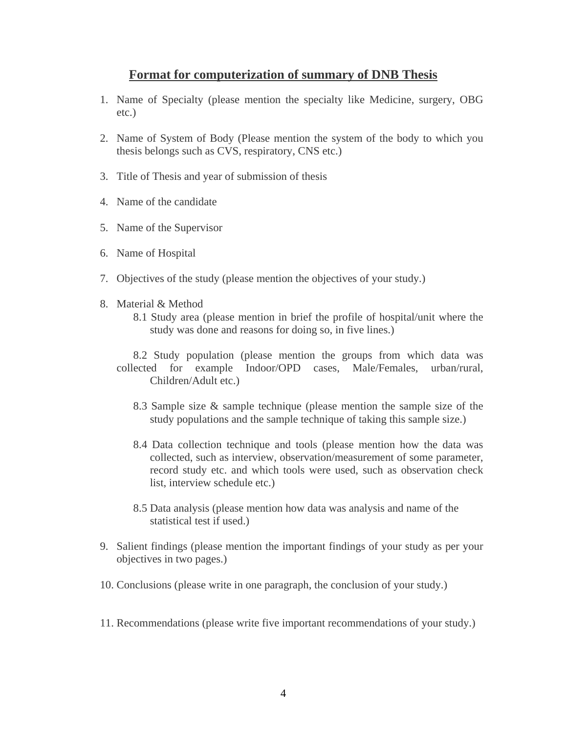## Format for computerization of summary of DNB Thesis

1. Name of Specialty (please mention the specialty like Medicine, surgery, OBG etc.)

2. Name of System of Body (Please mention the system of the body to which you thesis belongs such as CVS, respiratory, CNS etc.)

3. Title of Thesis and year of submission of thesis

4. Name of the candidate

5. Name of the Supervisor

6. Name of Hospital

7. Objectives of the study (please mention the objectives of your study.)

8. Material & Method

   8.1 Study area (please mention in brief the profile of hospital/unit where the study was done and reasons for doing so, in five lines.)

   8.2 Study population (please mention the groups from which data was collected for example Indoor/OPD cases, Male/Females, urban/rural, Children/Adult etc.)

   8.3 Sample size & sample technique (please mention the sample size of the study populations and the sample technique of taking this sample size.)

   8.4 Data collection technique and tools (please mention how the data was collected, such as interview, observation/measurement of some parameter, record study etc. and which tools were used, such as observation check list, interview schedule etc.)

   8.5 Data analysis (please mention how data was analysis and name of the statistical test if used.)

9. Salient findings (please mention the important findings of your study as per your objectives in two pages.)

10. Conclusions (please write in one paragraph, the conclusion of your study.)

11. Recommendations (please write five important recommendations of your study.)